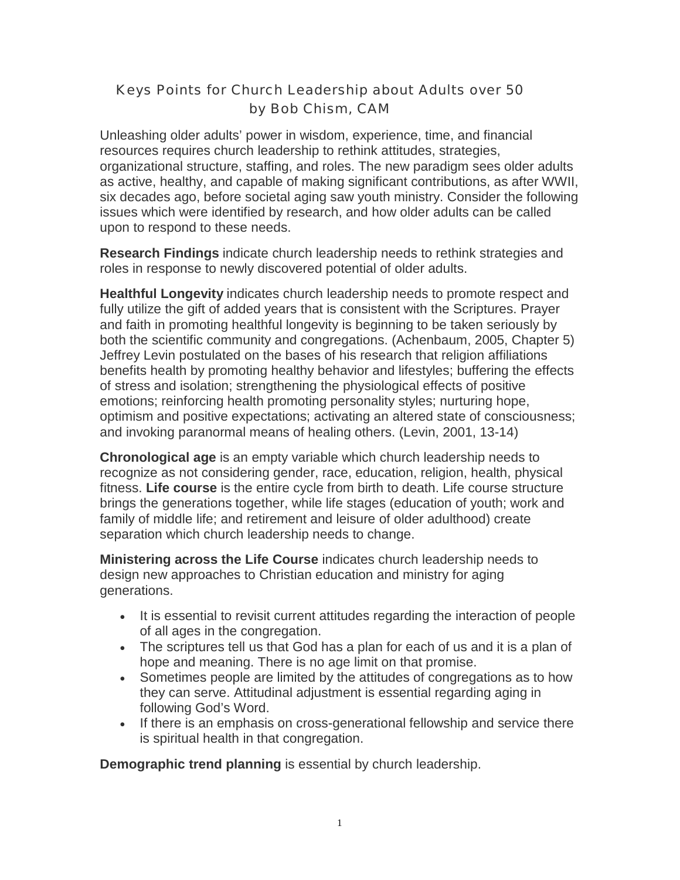# Keys Points for Church Leadership about Adults over 50
## by Bob Chism, CAM

Unleashing older adults' power in wisdom, experience, time, and financial resources requires church leadership to rethink attitudes, strategies, organizational structure, staffing, and roles. The new paradigm sees older adults as active, healthy, and capable of making significant contributions, as after WWII, six decades ago, before societal aging saw youth ministry. Consider the following issues which were identified by research, and how older adults can be called upon to respond to these needs.

**Research Findings** indicate church leadership needs to rethink strategies and roles in response to newly discovered potential of older adults.

**Healthful Longevity** indicates church leadership needs to promote respect and fully utilize the gift of added years that is consistent with the Scriptures. Prayer and faith in promoting healthful longevity is beginning to be taken seriously by both the scientific community and congregations. (Achenbaum, 2005, Chapter 5) Jeffrey Levin postulated on the bases of his research that religion affiliations benefits health by promoting healthy behavior and lifestyles; buffering the effects of stress and isolation; strengthening the physiological effects of positive emotions; reinforcing health promoting personality styles; nurturing hope, optimism and positive expectations; activating an altered state of consciousness; and invoking paranormal means of healing others. (Levin, 2001, 13-14)

**Chronological age** is an empty variable which church leadership needs to recognize as not considering gender, race, education, religion, health, physical fitness. **Life course** is the entire cycle from birth to death. Life course structure brings the generations together, while life stages (education of youth; work and family of middle life; and retirement and leisure of older adulthood) create separation which church leadership needs to change.

**Ministering across the Life Course** indicates church leadership needs to design new approaches to Christian education and ministry for aging generations.

- It is essential to revisit current attitudes regarding the interaction of people of all ages in the congregation.
- The scriptures tell us that God has a plan for each of us and it is a plan of hope and meaning. There is no age limit on that promise.
- Sometimes people are limited by the attitudes of congregations as to how they can serve. Attitudinal adjustment is essential regarding aging in following God's Word.
- If there is an emphasis on cross-generational fellowship and service there is spiritual health in that congregation.

**Demographic trend planning** is essential by church leadership.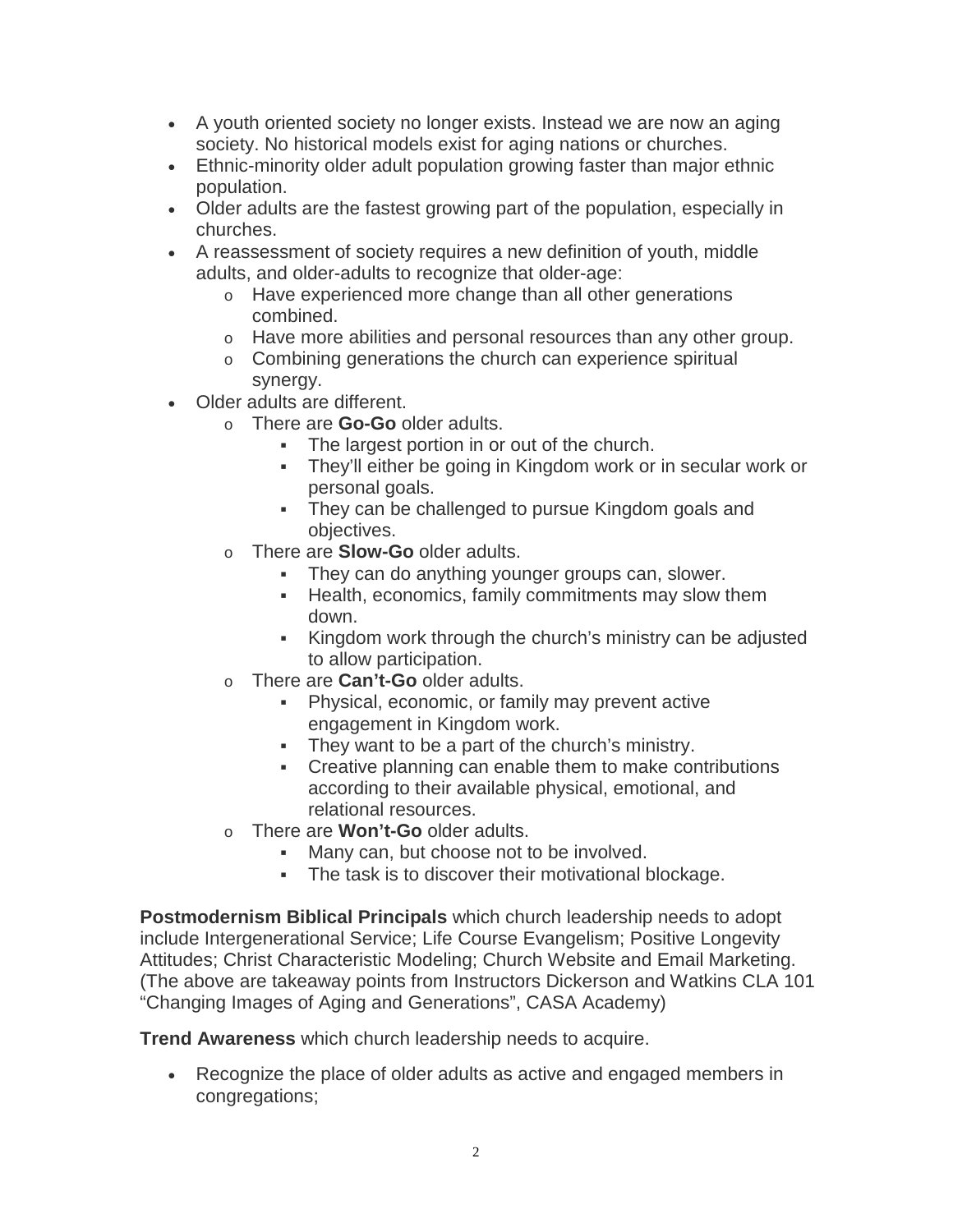- A youth oriented society no longer exists. Instead we are now an aging society. No historical models exist for aging nations or churches.
- Ethnic-minority older adult population growing faster than major ethnic population.
- Older adults are the fastest growing part of the population, especially in churches.
- A reassessment of society requires a new definition of youth, middle adults, and older-adults to recognize that older-age:
  - Have experienced more change than all other generations combined.
  - Have more abilities and personal resources than any other group.
  - Combining generations the church can experience spiritual synergy.
- Older adults are different.
  - There are **Go-Go** older adults.
    - The largest portion in or out of the church.
    - They'll either be going in Kingdom work or in secular work or personal goals.
    - They can be challenged to pursue Kingdom goals and objectives.
  - There are **Slow-Go** older adults.
    - They can do anything younger groups can, slower.
    - Health, economics, family commitments may slow them down.
    - Kingdom work through the church's ministry can be adjusted to allow participation.
  - There are **Can't-Go** older adults.
    - Physical, economic, or family may prevent active engagement in Kingdom work.
    - They want to be a part of the church's ministry.
    - Creative planning can enable them to make contributions according to their available physical, emotional, and relational resources.
  - There are **Won't-Go** older adults.
    - Many can, but choose not to be involved.
    - The task is to discover their motivational blockage.

**Postmodernism Biblical Principals** which church leadership needs to adopt include Intergenerational Service; Life Course Evangelism; Positive Longevity Attitudes; Christ Characteristic Modeling; Church Website and Email Marketing. (The above are takeaway points from Instructors Dickerson and Watkins CLA 101 "Changing Images of Aging and Generations", CASA Academy)

**Trend Awareness** which church leadership needs to acquire.

- Recognize the place of older adults as active and engaged members in congregations;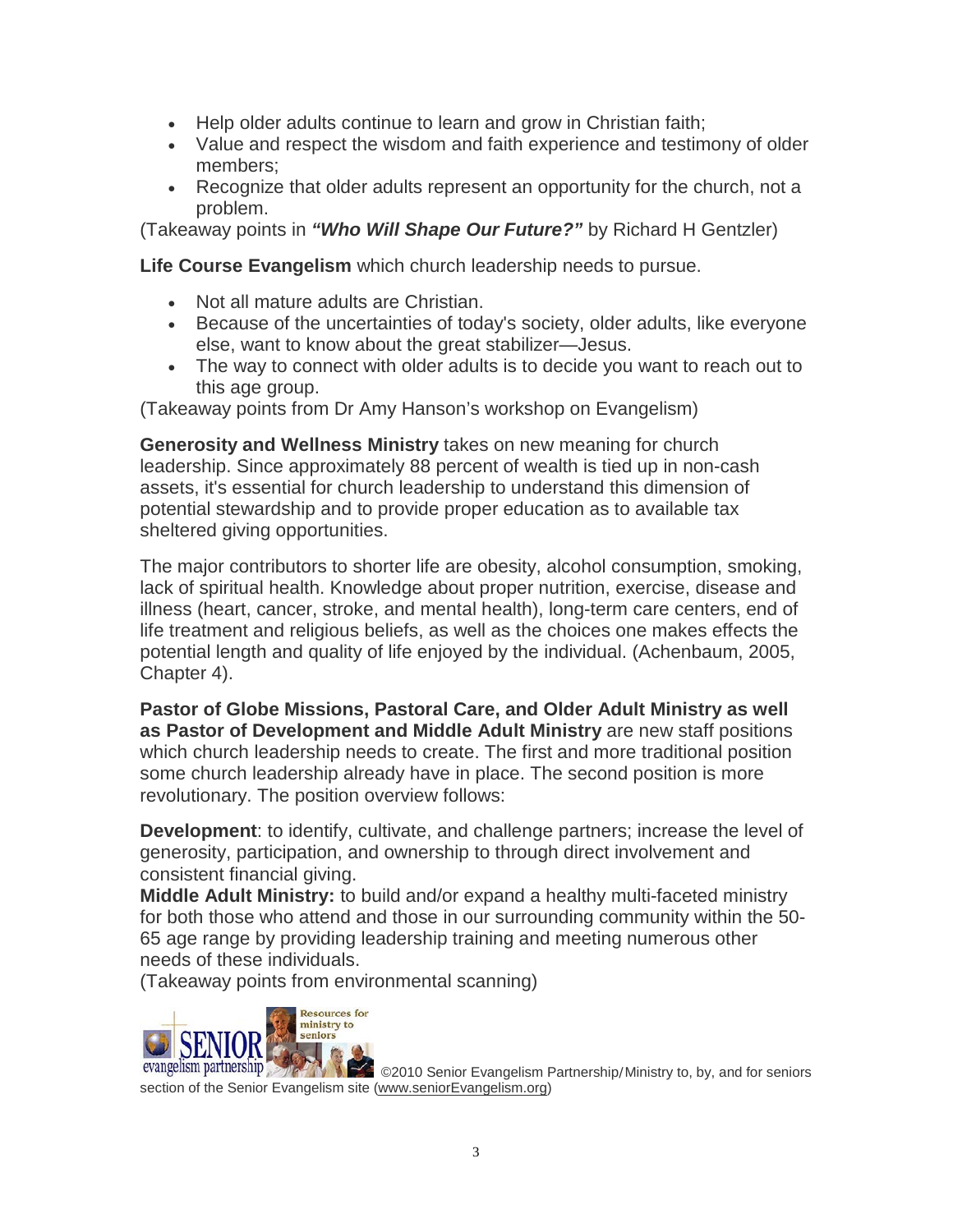- Help older adults continue to learn and grow in Christian faith;
- Value and respect the wisdom and faith experience and testimony of older members;
- Recognize that older adults represent an opportunity for the church, not a problem.

(Takeaway points in ***"Who Will Shape Our Future?"*** by Richard H Gentzler)

**Life Course Evangelism** which church leadership needs to pursue.

- Not all mature adults are Christian.
- Because of the uncertainties of today's society, older adults, like everyone else, want to know about the great stabilizer—Jesus.
- The way to connect with older adults is to decide you want to reach out to this age group.

(Takeaway points from Dr Amy Hanson's workshop on Evangelism)

**Generosity and Wellness Ministry** takes on new meaning for church leadership. Since approximately 88 percent of wealth is tied up in non-cash assets, it's essential for church leadership to understand this dimension of potential stewardship and to provide proper education as to available tax sheltered giving opportunities.

The major contributors to shorter life are obesity, alcohol consumption, smoking, lack of spiritual health. Knowledge about proper nutrition, exercise, disease and illness (heart, cancer, stroke, and mental health), long-term care centers, end of life treatment and religious beliefs, as well as the choices one makes effects the potential length and quality of life enjoyed by the individual. (Achenbaum, 2005, Chapter 4).

**Pastor of Globe Missions, Pastoral Care, and Older Adult Ministry as well as Pastor of Development and Middle Adult Ministry** are new staff positions which church leadership needs to create. The first and more traditional position some church leadership already have in place. The second position is more revolutionary. The position overview follows:

**Development**: to identify, cultivate, and challenge partners; increase the level of generosity, participation, and ownership to through direct involvement and consistent financial giving.
**Middle Adult Ministry:** to build and/or expand a healthy multi-faceted ministry for both those who attend and those in our surrounding community within the 50-65 age range by providing leadership training and meeting numerous other needs of these individuals.
(Takeaway points from environmental scanning)

SENIOR evangelism partnership — Resources for ministry to seniors

©2010 Senior Evangelism Partnership/Ministry to, by, and for seniors section of the Senior Evangelism site (www.seniorEvangelism.org)